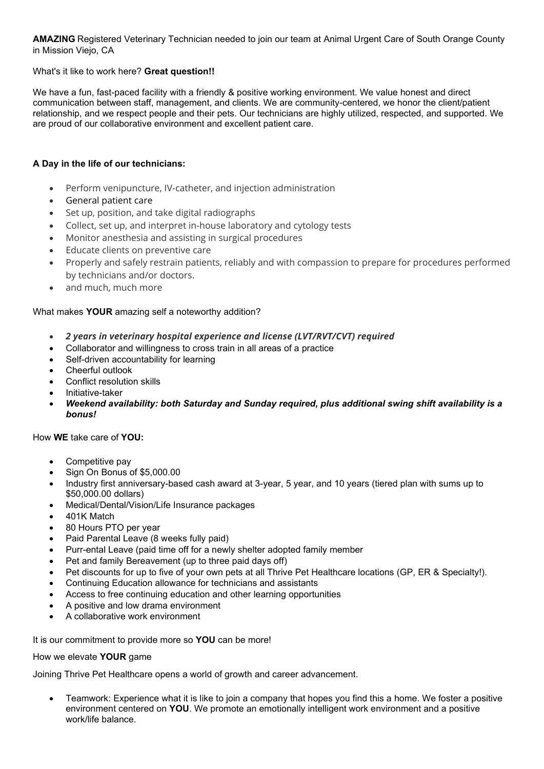**AMAZING** Registered Veterinary Technician needed to join our team at Animal Urgent Care of South Orange County in Mission Viejo, CA

What's it like to work here? **Great question!!**

We have a fun, fast-paced facility with a friendly & positive working environment. We value honest and direct communication between staff, management, and clients. We are community-centered, we honor the client/patient relationship, and we respect people and their pets. Our technicians are highly utilized, respected, and supported. We are proud of our collaborative environment and excellent patient care.

**A Day in the life of our technicians:**

- Perform venipuncture, IV-catheter, and injection administration
- General patient care
- Set up, position, and take digital radiographs
- Collect, set up, and interpret in-house laboratory and cytology tests
- Monitor anesthesia and assisting in surgical procedures
- Educate clients on preventive care
- Properly and safely restrain patients, reliably and with compassion to prepare for procedures performed by technicians and/or doctors.
- and much, much more

What makes **YOUR** amazing self a noteworthy addition?

- ***2 years in veterinary hospital experience and license (LVT/RVT/CVT) required***
- Collaborator and willingness to cross train in all areas of a practice
- Self-driven accountability for learning
- Cheerful outlook
- Conflict resolution skills
- Initiative-taker
- ***Weekend availability: both Saturday and Sunday required, plus additional swing shift availability is a bonus!***

How **WE** take care of **YOU:**

- Competitive pay
- Sign On Bonus of $5,000.00
- Industry first anniversary-based cash award at 3-year, 5 year, and 10 years (tiered plan with sums up to $50,000.00 dollars)
- Medical/Dental/Vision/Life Insurance packages
- 401K Match
- 80 Hours PTO per year
- Paid Parental Leave (8 weeks fully paid)
- Purr-ental Leave (paid time off for a newly shelter adopted family member
- Pet and family Bereavement (up to three paid days off)
- Pet discounts for up to five of your own pets at all Thrive Pet Healthcare locations (GP, ER & Specialty!).
- Continuing Education allowance for technicians and assistants
- Access to free continuing education and other learning opportunities
- A positive and low drama environment
- A collaborative work environment

It is our commitment to provide more so **YOU** can be more!

How we elevate **YOUR** game

Joining Thrive Pet Healthcare opens a world of growth and career advancement.

- Teamwork: Experience what it is like to join a company that hopes you find this a home. We foster a positive environment centered on **YOU**. We promote an emotionally intelligent work environment and a positive work/life balance.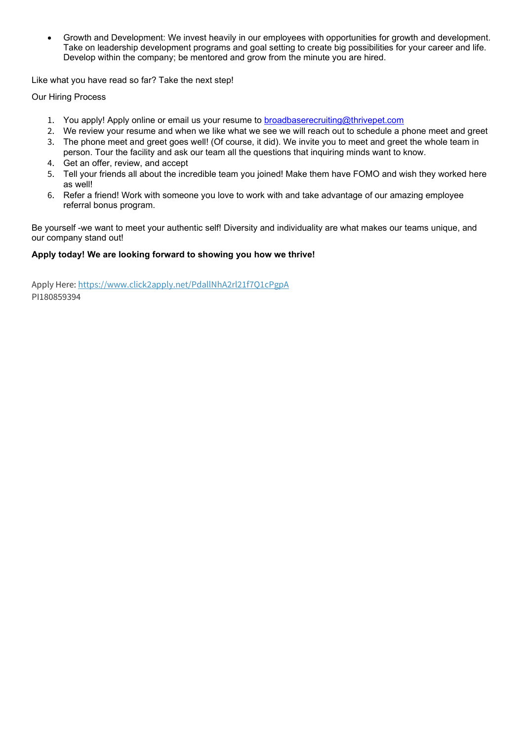- Growth and Development: We invest heavily in our employees with opportunities for growth and development. Take on leadership development programs and goal setting to create big possibilities for your career and life. Develop within the company; be mentored and grow from the minute you are hired.

Like what you have read so far? Take the next step!

Our Hiring Process

1. You apply! Apply online or email us your resume to broadbaserecruiting@thrivepet.com
2. We review your resume and when we like what we see we will reach out to schedule a phone meet and greet
3. The phone meet and greet goes well! (Of course, it did). We invite you to meet and greet the whole team in person. Tour the facility and ask our team all the questions that inquiring minds want to know.
4. Get an offer, review, and accept
5. Tell your friends all about the incredible team you joined! Make them have FOMO and wish they worked here as well!
6. Refer a friend! Work with someone you love to work with and take advantage of our amazing employee referral bonus program.

Be yourself -we want to meet your authentic self! Diversity and individuality are what makes our teams unique, and our company stand out!

**Apply today! We are looking forward to showing you how we thrive!**

Apply Here: https://www.click2apply.net/PdallNhA2rl21f7Q1cPgpA
PI180859394